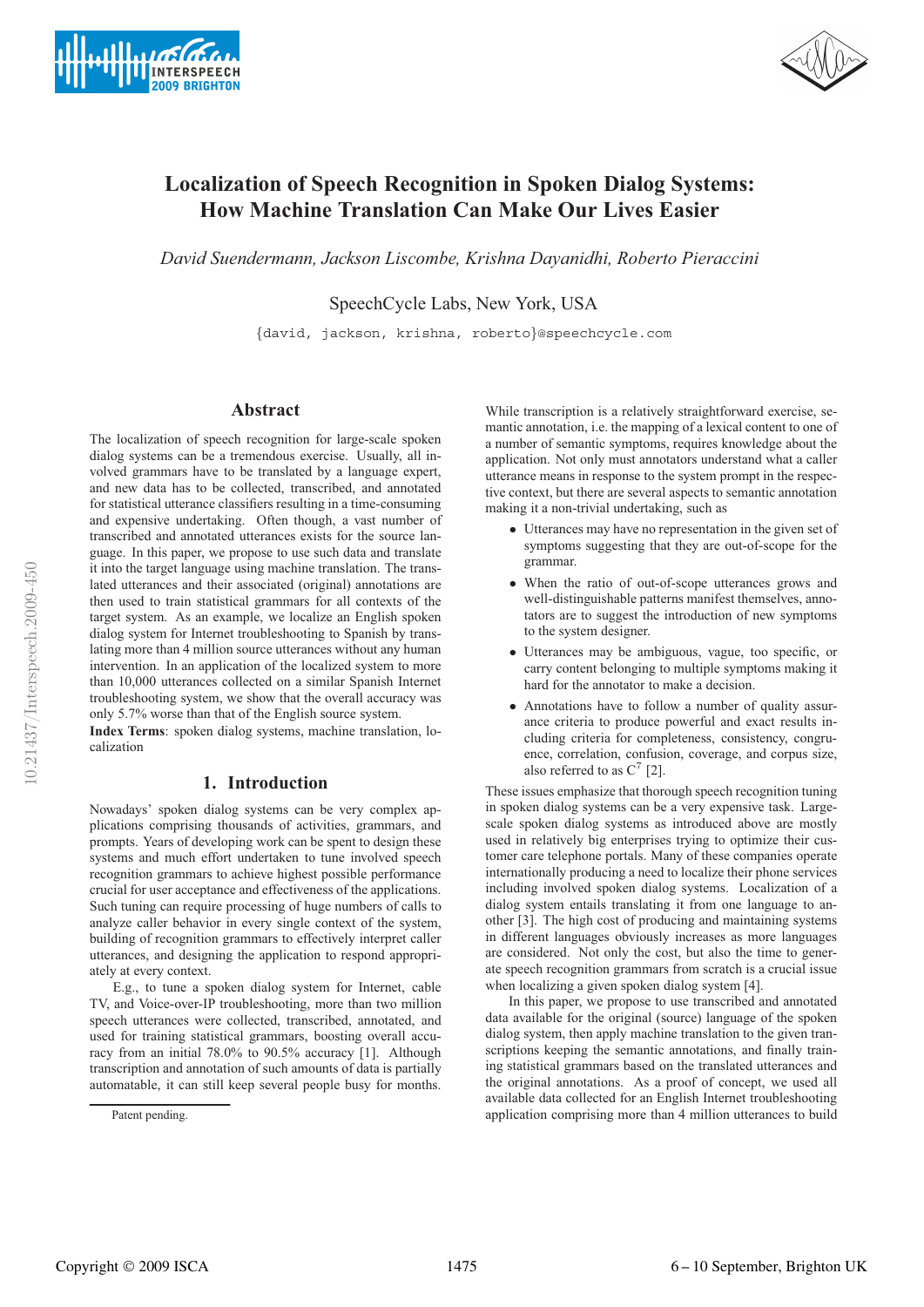# Localization of Speech Recognition in Spoken Dialog Systems: How Machine Translation Can Make Our Lives Easier

*David Suendermann, Jackson Liscombe, Krishna Dayanidhi, Roberto Pieraccini*

SpeechCycle Labs, New York, USA

{david, jackson, krishna, roberto}@speechcycle.com

## Abstract

The localization of speech recognition for large-scale spoken dialog systems can be a tremendous exercise. Usually, all involved grammars have to be translated by a language expert, and new data has to be collected, transcribed, and annotated for statistical utterance classifiers resulting in a time-consuming and expensive undertaking. Often though, a vast number of transcribed and annotated utterances exists for the source language. In this paper, we propose to use such data and translate it into the target language using machine translation. The translated utterances and their associated (original) annotations are then used to train statistical grammars for all contexts of the target system. As an example, we localize an English spoken dialog system for Internet troubleshooting to Spanish by translating more than 4 million source utterances without any human intervention. In an application of the localized system to more than 10,000 utterances collected on a similar Spanish Internet troubleshooting system, we show that the overall accuracy was only 5.7% worse than that of the English source system.

**Index Terms**: spoken dialog systems, machine translation, localization

## 1. Introduction

Nowadays' spoken dialog systems can be very complex applications comprising thousands of activities, grammars, and prompts. Years of developing work can be spent to design these systems and much effort undertaken to tune involved speech recognition grammars to achieve highest possible performance crucial for user acceptance and effectiveness of the applications. Such tuning can require processing of huge numbers of calls to analyze caller behavior in every single context of the system, building of recognition grammars to effectively interpret caller utterances, and designing the application to respond appropriately at every context.

E.g., to tune a spoken dialog system for Internet, cable TV, and Voice-over-IP troubleshooting, more than two million speech utterances were collected, transcribed, annotated, and used for training statistical grammars, boosting overall accuracy from an initial 78.0% to 90.5% accuracy [1]. Although transcription and annotation of such amounts of data is partially automatable, it can still keep several people busy for months.

While transcription is a relatively straightforward exercise, semantic annotation, i.e. the mapping of a lexical content to one of a number of semantic symptoms, requires knowledge about the application. Not only must annotators understand what a caller utterance means in response to the system prompt in the respective context, but there are several aspects to semantic annotation making it a non-trivial undertaking, such as

- Utterances may have no representation in the given set of symptoms suggesting that they are out-of-scope for the grammar.
- When the ratio of out-of-scope utterances grows and well-distinguishable patterns manifest themselves, annotators are to suggest the introduction of new symptoms to the system designer.
- Utterances may be ambiguous, vague, too specific, or carry content belonging to multiple symptoms making it hard for the annotator to make a decision.
- Annotations have to follow a number of quality assurance criteria to produce powerful and exact results including criteria for completeness, consistency, congruence, correlation, confusion, coverage, and corpus size, also referred to as $C^7$ [2].

These issues emphasize that thorough speech recognition tuning in spoken dialog systems can be a very expensive task. Large-scale spoken dialog systems as introduced above are mostly used in relatively big enterprises trying to optimize their customer care telephone portals. Many of these companies operate internationally producing a need to localize their phone services including involved spoken dialog systems. Localization of a dialog system entails translating it from one language to another [3]. The high cost of producing and maintaining systems in different languages obviously increases as more languages are considered. Not only the cost, but also the time to generate speech recognition grammars from scratch is a crucial issue when localizing a given spoken dialog system [4].

In this paper, we propose to use transcribed and annotated data available for the original (source) language of the spoken dialog system, then apply machine translation to the given transcriptions keeping the semantic annotations, and finally training statistical grammars based on the translated utterances and the original annotations. As a proof of concept, we used all available data collected for an English Internet troubleshooting application comprising more than 4 million utterances to build

Patent pending.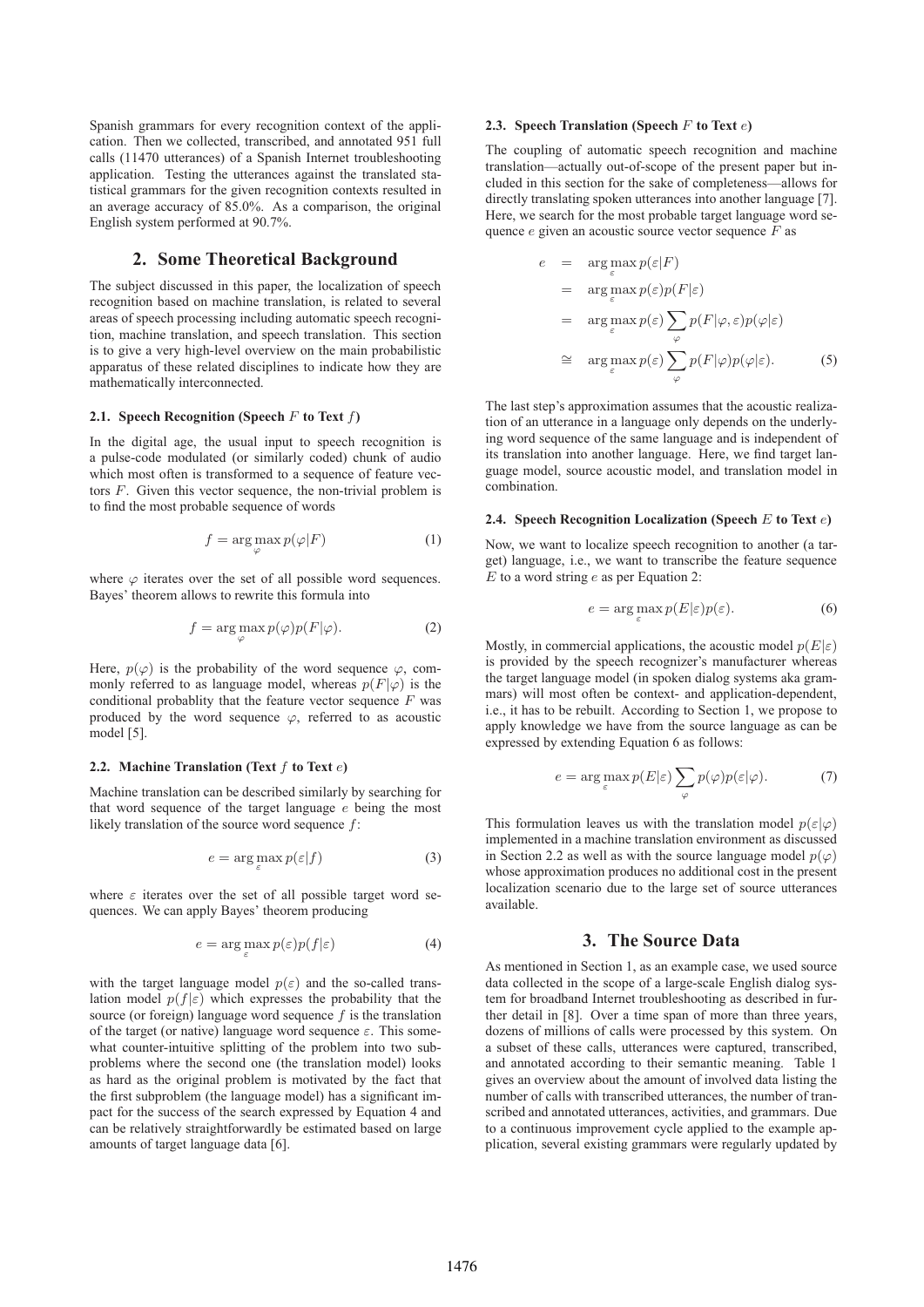Spanish grammars for every recognition context of the application. Then we collected, transcribed, and annotated 951 full calls (11470 utterances) of a Spanish Internet troubleshooting application. Testing the utterances against the translated statistical grammars for the given recognition contexts resulted in an average accuracy of 85.0%. As a comparison, the original English system performed at 90.7%.

## 2. Some Theoretical Background

The subject discussed in this paper, the localization of speech recognition based on machine translation, is related to several areas of speech processing including automatic speech recognition, machine translation, and speech translation. This section is to give a very high-level overview on the main probabilistic apparatus of these related disciplines to indicate how they are mathematically interconnected.

### 2.1. Speech Recognition (Speech $F$ to Text $f$)

In the digital age, the usual input to speech recognition is a pulse-code modulated (or similarly coded) chunk of audio which most often is transformed to a sequence of feature vectors $F$. Given this vector sequence, the non-trivial problem is to find the most probable sequence of words

$$f = \arg\max_{\varphi} p(\varphi|F) \tag{1}$$

where $\varphi$ iterates over the set of all possible word sequences. Bayes' theorem allows to rewrite this formula into

$$f = \arg\max_{\varphi} p(\varphi)p(F|\varphi). \tag{2}$$

Here, $p(\varphi)$ is the probability of the word sequence $\varphi$, commonly referred to as language model, whereas $p(F|\varphi)$ is the conditional probablity that the feature vector sequence $F$ was produced by the word sequence $\varphi$, referred to as acoustic model [5].

### 2.2. Machine Translation (Text $f$ to Text $e$)

Machine translation can be described similarly by searching for that word sequence of the target language $e$ being the most likely translation of the source word sequence $f$:

$$e = \arg\max_{\varepsilon} p(\varepsilon|f) \tag{3}$$

where $\varepsilon$ iterates over the set of all possible target word sequences. We can apply Bayes' theorem producing

$$e = \arg\max_{\varepsilon} p(\varepsilon)p(f|\varepsilon) \tag{4}$$

with the target language model $p(\varepsilon)$ and the so-called translation model $p(f|\varepsilon)$ which expresses the probability that the source (or foreign) language word sequence $f$ is the translation of the target (or native) language word sequence $\varepsilon$. This somewhat counter-intuitive splitting of the problem into two subproblems where the second one (the translation model) looks as hard as the original problem is motivated by the fact that the first subproblem (the language model) has a significant impact for the success of the search expressed by Equation 4 and can be relatively straightforwardly be estimated based on large amounts of target language data [6].

### 2.3. Speech Translation (Speech $F$ to Text $e$)

The coupling of automatic speech recognition and machine translation—actually out-of-scope of the present paper but included in this section for the sake of completeness—allows for directly translating spoken utterances into another language [7]. Here, we search for the most probable target language word sequence $e$ given an acoustic source vector sequence $F$ as

$$\begin{aligned} e &= \arg\max_{\varepsilon} p(\varepsilon|F) \\ &= \arg\max_{\varepsilon} p(\varepsilon)p(F|\varepsilon) \\ &= \arg\max_{\varepsilon} p(\varepsilon)\sum_{\varphi} p(F|\varphi,\varepsilon)p(\varphi|\varepsilon) \\ &\cong \arg\max_{\varepsilon} p(\varepsilon)\sum_{\varphi} p(F|\varphi)p(\varphi|\varepsilon). \end{aligned} \tag{5}$$

The last step's approximation assumes that the acoustic realization of an utterance in a language only depends on the underlying word sequence of the same language and is independent of its translation into another language. Here, we find target language model, source acoustic model, and translation model in combination.

### 2.4. Speech Recognition Localization (Speech $E$ to Text $e$)

Now, we want to localize speech recognition to another (a target) language, i.e., we want to transcribe the feature sequence $E$ to a word string $e$ as per Equation 2:

$$e = \arg\max_{\varepsilon} p(E|\varepsilon)p(\varepsilon). \tag{6}$$

Mostly, in commercial applications, the acoustic model $p(E|\varepsilon)$ is provided by the speech recognizer's manufacturer whereas the target language model (in spoken dialog systems aka grammars) will most often be context- and application-dependent, i.e., it has to be rebuilt. According to Section 1, we propose to apply knowledge we have from the source language as can be expressed by extending Equation 6 as follows:

$$e = \arg\max_{\varepsilon} p(E|\varepsilon)\sum_{\varphi} p(\varphi)p(\varepsilon|\varphi). \tag{7}$$

This formulation leaves us with the translation model $p(\varepsilon|\varphi)$ implemented in a machine translation environment as discussed in Section 2.2 as well as with the source language model $p(\varphi)$ whose approximation produces no additional cost in the present localization scenario due to the large set of source utterances available.

## 3. The Source Data

As mentioned in Section 1, as an example case, we used source data collected in the scope of a large-scale English dialog system for broadband Internet troubleshooting as described in further detail in [8]. Over a time span of more than three years, dozens of millions of calls were processed by this system. On a subset of these calls, utterances were captured, transcribed, and annotated according to their semantic meaning. Table 1 gives an overview about the amount of involved data listing the number of calls with transcribed utterances, the number of transcribed and annotated utterances, activities, and grammars. Due to a continuous improvement cycle applied to the example application, several existing grammars were regularly updated by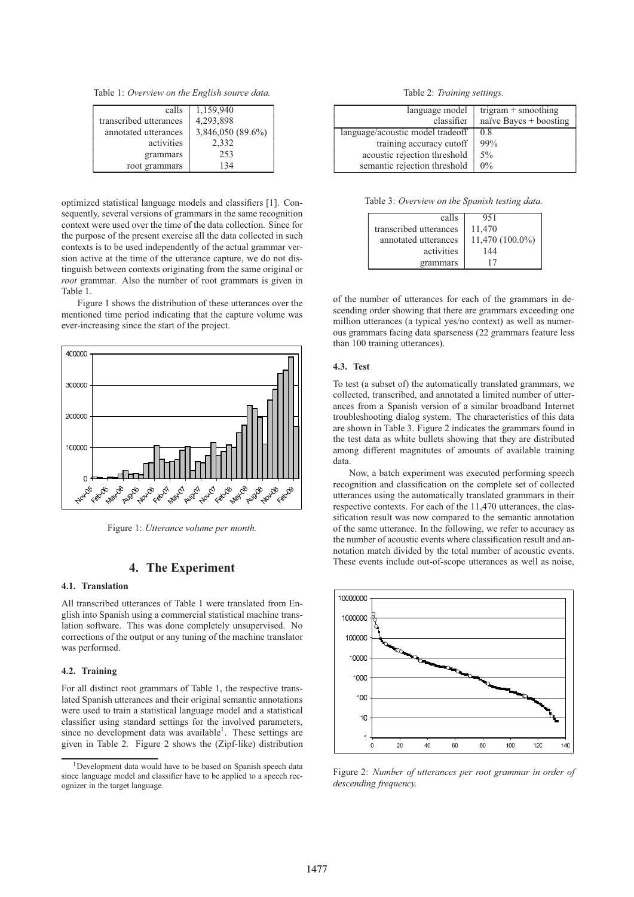Table 1: *Overview on the English source data.*

| | |
|---|---|
| calls | 1,159,940 |
| transcribed utterances | 4,293,898 |
| annotated utterances | 3,846,050 (89.6%) |
| activities | 2,332 |
| grammars | 253 |
| root grammars | 134 |

optimized statistical language models and classifiers [1]. Consequently, several versions of grammars in the same recognition context were used over the time of the data collection. Since for the purpose of the present exercise all the data collected in such contexts is to be used independently of the actual grammar version active at the time of the utterance capture, we do not distinguish between contexts originating from the same original or *root* grammar. Also the number of root grammars is given in Table 1.

Figure 1 shows the distribution of these utterances over the mentioned time period indicating that the capture volume was ever-increasing since the start of the project.

Figure 1: *Utterance volume per month.*

## 4. The Experiment

### 4.1. Translation

All transcribed utterances of Table 1 were translated from English into Spanish using a commercial statistical machine translation software. This was done completely unsupervised. No corrections of the output or any tuning of the machine translator was performed.

### 4.2. Training

For all distinct root grammars of Table 1, the respective translated Spanish utterances and their original semantic annotations were used to train a statistical language model and a statistical classifier using standard settings for the involved parameters, since no development data was available[1]. These settings are given in Table 2. Figure 2 shows the (Zipf-like) distribution of the number of utterances for each of the grammars in descending order showing that there are grammars exceeding one million utterances (a typical yes/no context) as well as numerous grammars facing data sparseness (22 grammars feature less than 100 training utterances).

[1] Development data would have to be based on Spanish speech data since language model and classifier have to be applied to a speech recognizer in the target language.

Table 2: *Training settings.*

| | |
|---|---|
| language model | trigram + smoothing |
| classifier | naïve Bayes + boosting |
| language/acoustic model tradeoff | 0.8 |
| training accuracy cutoff | 99% |
| acoustic rejection threshold | 5% |
| semantic rejection threshold | 0% |

Table 3: *Overview on the Spanish testing data.*

| | |
|---|---|
| calls | 951 |
| transcribed utterances | 11,470 |
| annotated utterances | 11,470 (100.0%) |
| activities | 144 |
| grammars | 17 |

### 4.3. Test

To test (a subset of) the automatically translated grammars, we collected, transcribed, and annotated a limited number of utterances from a Spanish version of a similar broadband Internet troubleshooting dialog system. The characteristics of this data are shown in Table 3. Figure 2 indicates the grammars found in the test data as white bullets showing that they are distributed among different magnitutes of amounts of available training data.

Now, a batch experiment was executed performing speech recognition and classification on the complete set of collected utterances using the automatically translated grammars in their respective contexts. For each of the 11,470 utterances, the classification result was now compared to the semantic annotation of the same utterance. In the following, we refer to accuracy as the number of acoustic events where classification result and annotation match divided by the total number of acoustic events. These events include out-of-scope utterances as well as noise,

Figure 2: *Number of utterances per root grammar in order of descending frequency.*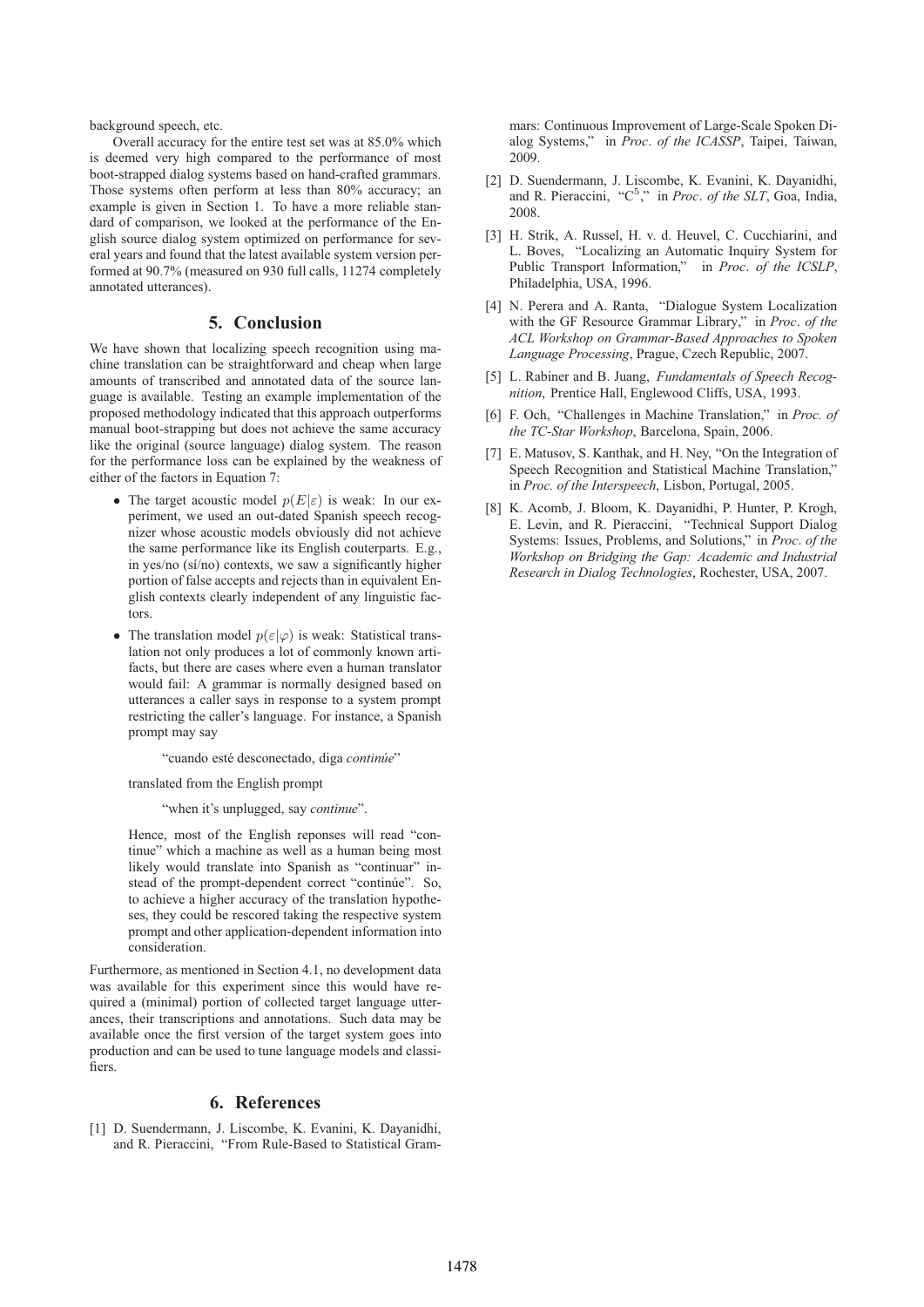background speech, etc.

Overall accuracy for the entire test set was at 85.0% which is deemed very high compared to the performance of most boot-strapped dialog systems based on hand-crafted grammars. Those systems often perform at less than 80% accuracy; an example is given in Section 1. To have a more reliable standard of comparison, we looked at the performance of the English source dialog system optimized on performance for several years and found that the latest available system version performed at 90.7% (measured on 930 full calls, 11274 completely annotated utterances).

## 5. Conclusion

We have shown that localizing speech recognition using machine translation can be straightforward and cheap when large amounts of transcribed and annotated data of the source language is available. Testing an example implementation of the proposed methodology indicated that this approach outperforms manual boot-strapping but does not achieve the same accuracy like the original (source language) dialog system. The reason for the performance loss can be explained by the weakness of either of the factors in Equation 7:

- The target acoustic model $p(E|\varepsilon)$ is weak: In our experiment, we used an out-dated Spanish speech recognizer whose acoustic models obviously did not achieve the same performance like its English couterparts. E.g., in yes/no (sí/no) contexts, we saw a significantly higher portion of false accepts and rejects than in equivalent English contexts clearly independent of any linguistic factors.
- The translation model $p(\varepsilon|\varphi)$ is weak: Statistical translation not only produces a lot of commonly known artifacts, but there are cases where even a human translator would fail: A grammar is normally designed based on utterances a caller says in response to a system prompt restricting the caller's language. For instance, a Spanish prompt may say

  "cuando esté desconectado, diga *continúe*"

  translated from the English prompt

  "when it's unplugged, say *continue*".

  Hence, most of the English reponses will read "continue" which a machine as well as a human being most likely would translate into Spanish as "continuar" instead of the prompt-dependent correct "continúe". So, to achieve a higher accuracy of the translation hypotheses, they could be rescored taking the respective system prompt and other application-dependent information into consideration.

Furthermore, as mentioned in Section 4.1, no development data was available for this experiment since this would have required a (minimal) portion of collected target language utterances, their transcriptions and annotations. Such data may be available once the first version of the target system goes into production and can be used to tune language models and classifiers.

## 6. References

[1] D. Suendermann, J. Liscombe, K. Evanini, K. Dayanidhi, and R. Pieraccini, "From Rule-Based to Statistical Grammars: Continuous Improvement of Large-Scale Spoken Dialog Systems," in *Proc. of the ICASSP*, Taipei, Taiwan, 2009.

[2] D. Suendermann, J. Liscombe, K. Evanini, K. Dayanidhi, and R. Pieraccini, "$C^5$," in *Proc. of the SLT*, Goa, India, 2008.

[3] H. Strik, A. Russel, H. v. d. Heuvel, C. Cucchiarini, and L. Boves, "Localizing an Automatic Inquiry System for Public Transport Information," in *Proc. of the ICSLP*, Philadelphia, USA, 1996.

[4] N. Perera and A. Ranta, "Dialogue System Localization with the GF Resource Grammar Library," in *Proc. of the ACL Workshop on Grammar-Based Approaches to Spoken Language Processing*, Prague, Czech Republic, 2007.

[5] L. Rabiner and B. Juang, *Fundamentals of Speech Recognition*, Prentice Hall, Englewood Cliffs, USA, 1993.

[6] F. Och, "Challenges in Machine Translation," in *Proc. of the TC-Star Workshop*, Barcelona, Spain, 2006.

[7] E. Matusov, S. Kanthak, and H. Ney, "On the Integration of Speech Recognition and Statistical Machine Translation," in *Proc. of the Interspeech*, Lisbon, Portugal, 2005.

[8] K. Acomb, J. Bloom, K. Dayanidhi, P. Hunter, P. Krogh, E. Levin, and R. Pieraccini, "Technical Support Dialog Systems: Issues, Problems, and Solutions," in *Proc. of the Workshop on Bridging the Gap: Academic and Industrial Research in Dialog Technologies*, Rochester, USA, 2007.